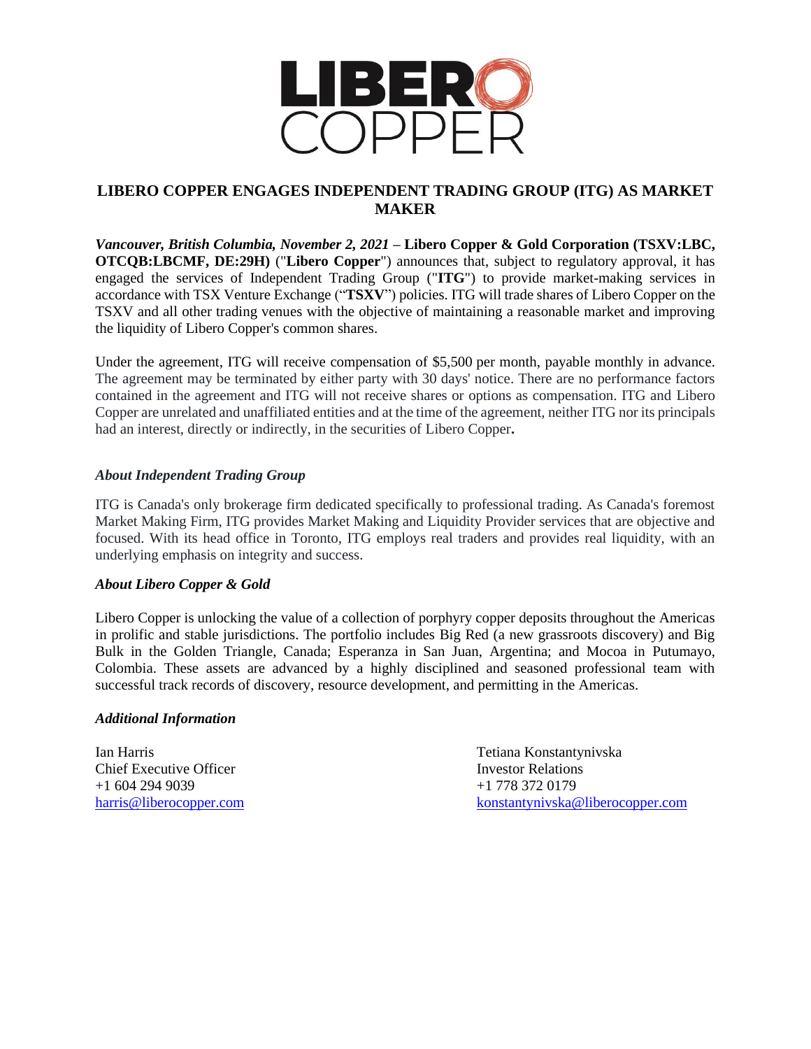# LIBERO COPPER ENGAGES INDEPENDENT TRADING GROUP (ITG) AS MARKET MAKER

***Vancouver, British Columbia, November 2, 2021* – Libero Copper & Gold Corporation (TSXV:LBC, OTCQB:LBCMF, DE:29H)** ("**Libero Copper**") announces that, subject to regulatory approval, it has engaged the services of Independent Trading Group ("**ITG**") to provide market-making services in accordance with TSX Venture Exchange ("**TSXV**") policies. ITG will trade shares of Libero Copper on the TSXV and all other trading venues with the objective of maintaining a reasonable market and improving the liquidity of Libero Copper's common shares.

Under the agreement, ITG will receive compensation of $5,500 per month, payable monthly in advance. The agreement may be terminated by either party with 30 days' notice. There are no performance factors contained in the agreement and ITG will not receive shares or options as compensation. ITG and Libero Copper are unrelated and unaffiliated entities and at the time of the agreement, neither ITG nor its principals had an interest, directly or indirectly, in the securities of Libero Copper**.**

### *About Independent Trading Group*

ITG is Canada's only brokerage firm dedicated specifically to professional trading. As Canada's foremost Market Making Firm, ITG provides Market Making and Liquidity Provider services that are objective and focused. With its head office in Toronto, ITG employs real traders and provides real liquidity, with an underlying emphasis on integrity and success.

### *About Libero Copper & Gold*

Libero Copper is unlocking the value of a collection of porphyry copper deposits throughout the Americas in prolific and stable jurisdictions. The portfolio includes Big Red (a new grassroots discovery) and Big Bulk in the Golden Triangle, Canada; Esperanza in San Juan, Argentina; and Mocoa in Putumayo, Colombia. These assets are advanced by a highly disciplined and seasoned professional team with successful track records of discovery, resource development, and permitting in the Americas.

### *Additional Information*

Ian Harris
Chief Executive Officer
+1 604 294 9039
harris@liberocopper.com

Tetiana Konstantynivska
Investor Relations
+1 778 372 0179
konstantynivska@liberocopper.com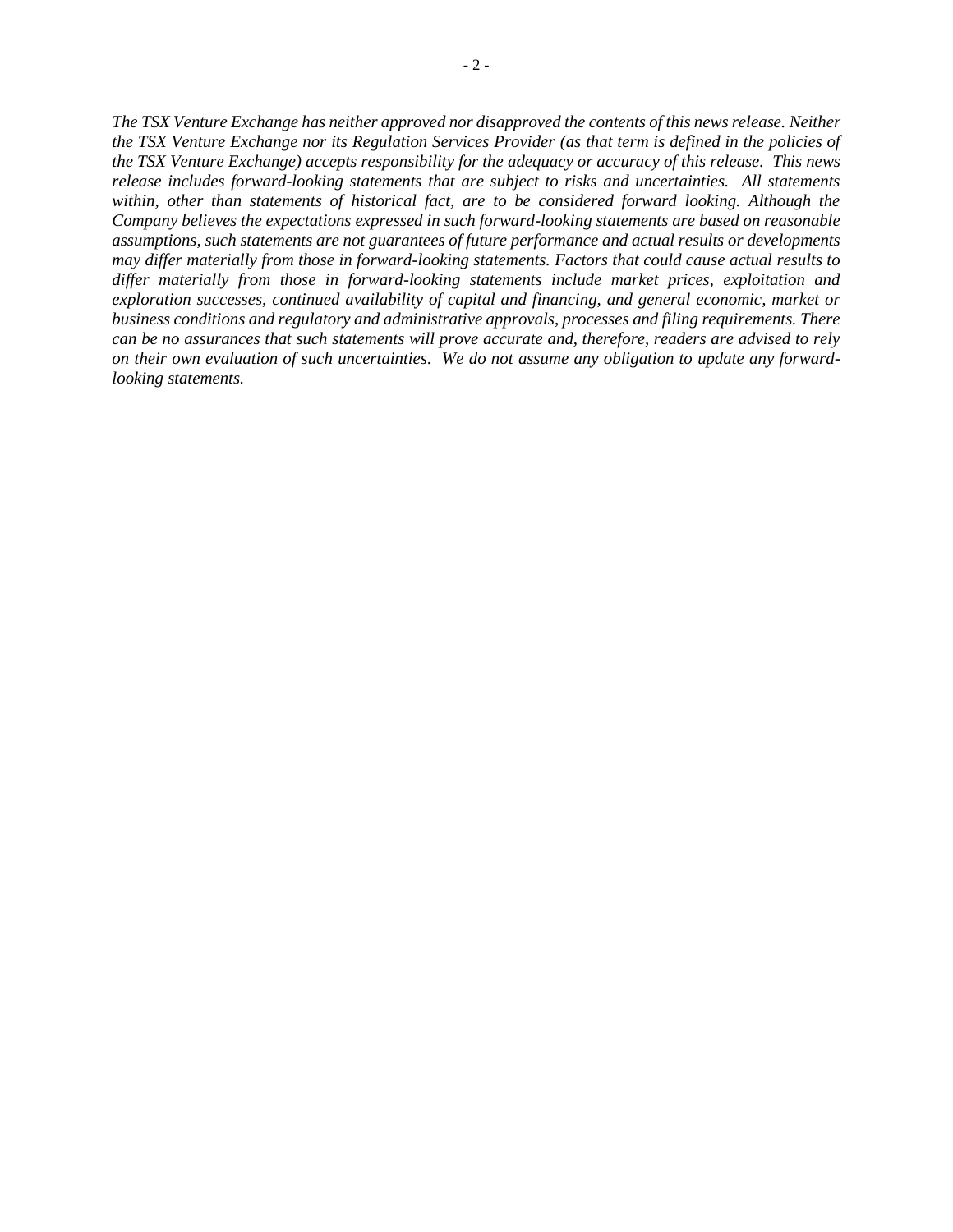*The TSX Venture Exchange has neither approved nor disapproved the contents of this news release. Neither the TSX Venture Exchange nor its Regulation Services Provider (as that term is defined in the policies of the TSX Venture Exchange) accepts responsibility for the adequacy or accuracy of this release. This news release includes forward-looking statements that are subject to risks and uncertainties. All statements within, other than statements of historical fact, are to be considered forward looking. Although the Company believes the expectations expressed in such forward-looking statements are based on reasonable assumptions, such statements are not guarantees of future performance and actual results or developments may differ materially from those in forward-looking statements. Factors that could cause actual results to differ materially from those in forward-looking statements include market prices, exploitation and exploration successes, continued availability of capital and financing, and general economic, market or business conditions and regulatory and administrative approvals, processes and filing requirements. There can be no assurances that such statements will prove accurate and, therefore, readers are advised to rely on their own evaluation of such uncertainties. We do not assume any obligation to update any forward-looking statements.*